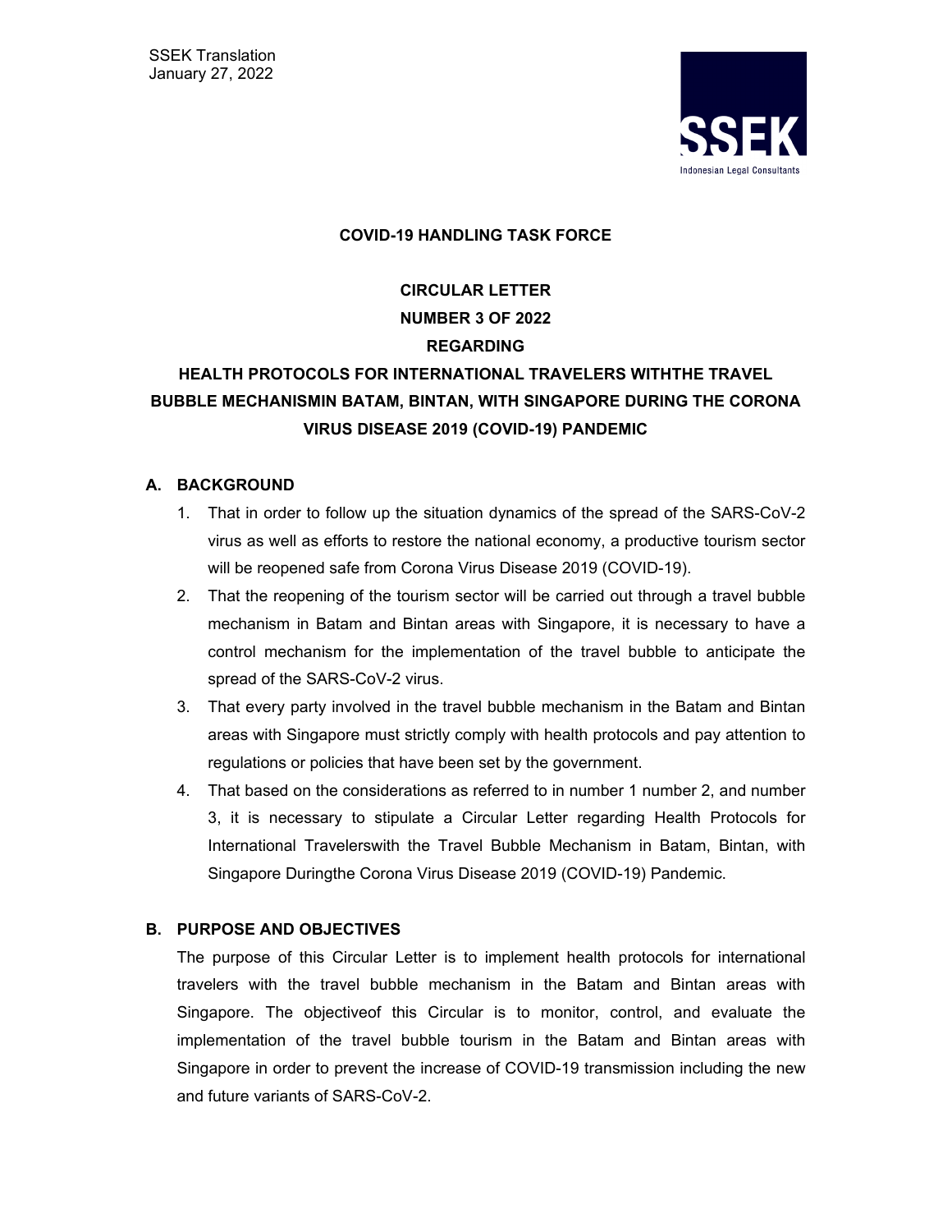SSEK Translation
January 27, 2022

**COVID-19 HANDLING TASK FORCE**

**CIRCULAR LETTER**
**NUMBER 3 OF 2022**
**REGARDING**
**HEALTH PROTOCOLS FOR INTERNATIONAL TRAVELERS WITHTHE TRAVEL BUBBLE MECHANISMIN BATAM, BINTAN, WITH SINGAPORE DURING THE CORONA VIRUS DISEASE 2019 (COVID-19) PANDEMIC**

## A. BACKGROUND

1. That in order to follow up the situation dynamics of the spread of the SARS-CoV-2 virus as well as efforts to restore the national economy, a productive tourism sector will be reopened safe from Corona Virus Disease 2019 (COVID-19).
2. That the reopening of the tourism sector will be carried out through a travel bubble mechanism in Batam and Bintan areas with Singapore, it is necessary to have a control mechanism for the implementation of the travel bubble to anticipate the spread of the SARS-CoV-2 virus.
3. That every party involved in the travel bubble mechanism in the Batam and Bintan areas with Singapore must strictly comply with health protocols and pay attention to regulations or policies that have been set by the government.
4. That based on the considerations as referred to in number 1 number 2, and number 3, it is necessary to stipulate a Circular Letter regarding Health Protocols for International Travelerswith the Travel Bubble Mechanism in Batam, Bintan, with Singapore Duringthe Corona Virus Disease 2019 (COVID-19) Pandemic.

## B. PURPOSE AND OBJECTIVES

The purpose of this Circular Letter is to implement health protocols for international travelers with the travel bubble mechanism in the Batam and Bintan areas with Singapore. The objectiveof this Circular is to monitor, control, and evaluate the implementation of the travel bubble tourism in the Batam and Bintan areas with Singapore in order to prevent the increase of COVID-19 transmission including the new and future variants of SARS-CoV-2.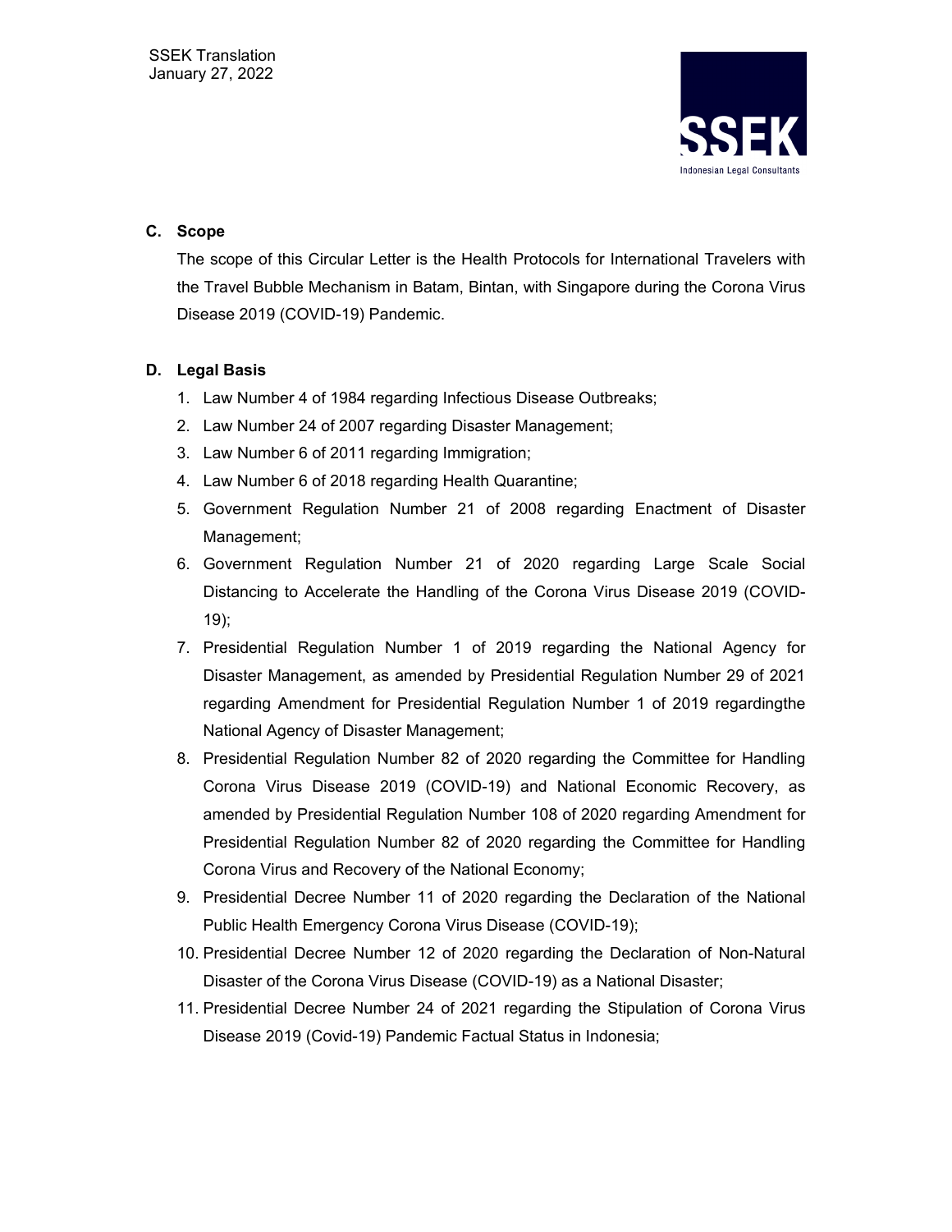## C. Scope

The scope of this Circular Letter is the Health Protocols for International Travelers with the Travel Bubble Mechanism in Batam, Bintan, with Singapore during the Corona Virus Disease 2019 (COVID-19) Pandemic.

## D. Legal Basis

1. Law Number 4 of 1984 regarding Infectious Disease Outbreaks;
2. Law Number 24 of 2007 regarding Disaster Management;
3. Law Number 6 of 2011 regarding Immigration;
4. Law Number 6 of 2018 regarding Health Quarantine;
5. Government Regulation Number 21 of 2008 regarding Enactment of Disaster Management;
6. Government Regulation Number 21 of 2020 regarding Large Scale Social Distancing to Accelerate the Handling of the Corona Virus Disease 2019 (COVID-19);
7. Presidential Regulation Number 1 of 2019 regarding the National Agency for Disaster Management, as amended by Presidential Regulation Number 29 of 2021 regarding Amendment for Presidential Regulation Number 1 of 2019 regardingthe National Agency of Disaster Management;
8. Presidential Regulation Number 82 of 2020 regarding the Committee for Handling Corona Virus Disease 2019 (COVID-19) and National Economic Recovery, as amended by Presidential Regulation Number 108 of 2020 regarding Amendment for Presidential Regulation Number 82 of 2020 regarding the Committee for Handling Corona Virus and Recovery of the National Economy;
9. Presidential Decree Number 11 of 2020 regarding the Declaration of the National Public Health Emergency Corona Virus Disease (COVID-19);
10. Presidential Decree Number 12 of 2020 regarding the Declaration of Non-Natural Disaster of the Corona Virus Disease (COVID-19) as a National Disaster;
11. Presidential Decree Number 24 of 2021 regarding the Stipulation of Corona Virus Disease 2019 (Covid-19) Pandemic Factual Status in Indonesia;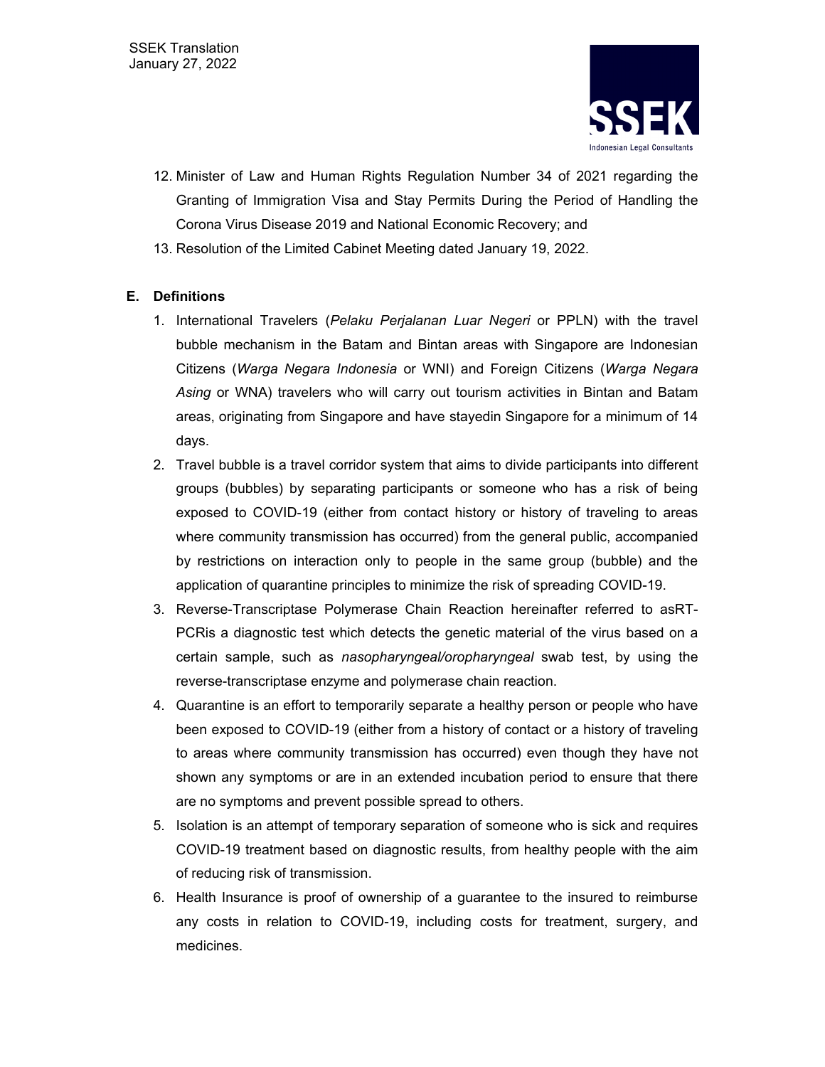12. Minister of Law and Human Rights Regulation Number 34 of 2021 regarding the Granting of Immigration Visa and Stay Permits During the Period of Handling the Corona Virus Disease 2019 and National Economic Recovery; and
13. Resolution of the Limited Cabinet Meeting dated January 19, 2022.

**E. Definitions**

1. International Travelers (*Pelaku Perjalanan Luar Negeri* or PPLN) with the travel bubble mechanism in the Batam and Bintan areas with Singapore are Indonesian Citizens (*Warga Negara Indonesia* or WNI) and Foreign Citizens (*Warga Negara Asing* or WNA) travelers who will carry out tourism activities in Bintan and Batam areas, originating from Singapore and have stayedin Singapore for a minimum of 14 days.
2. Travel bubble is a travel corridor system that aims to divide participants into different groups (bubbles) by separating participants or someone who has a risk of being exposed to COVID-19 (either from contact history or history of traveling to areas where community transmission has occurred) from the general public, accompanied by restrictions on interaction only to people in the same group (bubble) and the application of quarantine principles to minimize the risk of spreading COVID-19.
3. Reverse-Transcriptase Polymerase Chain Reaction hereinafter referred to asRT-PCRis a diagnostic test which detects the genetic material of the virus based on a certain sample, such as *nasopharyngeal/oropharyngeal* swab test, by using the reverse-transcriptase enzyme and polymerase chain reaction.
4. Quarantine is an effort to temporarily separate a healthy person or people who have been exposed to COVID-19 (either from a history of contact or a history of traveling to areas where community transmission has occurred) even though they have not shown any symptoms or are in an extended incubation period to ensure that there are no symptoms and prevent possible spread to others.
5. Isolation is an attempt of temporary separation of someone who is sick and requires COVID-19 treatment based on diagnostic results, from healthy people with the aim of reducing risk of transmission.
6. Health Insurance is proof of ownership of a guarantee to the insured to reimburse any costs in relation to COVID-19, including costs for treatment, surgery, and medicines.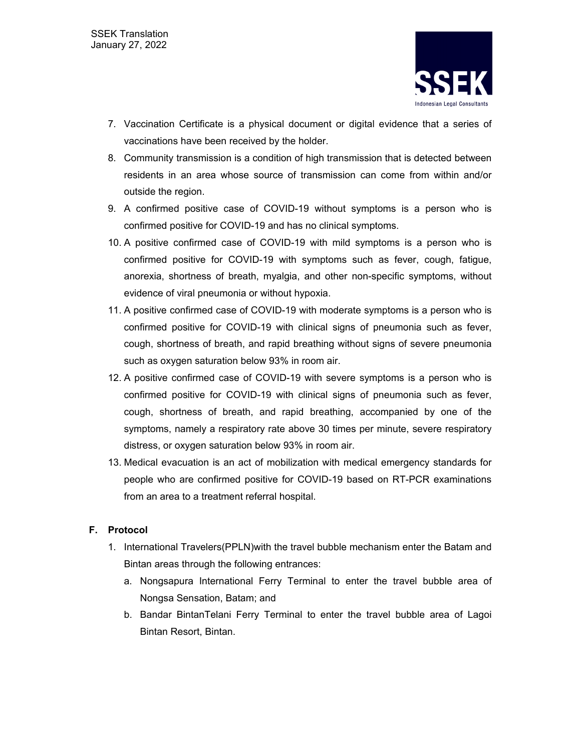7. Vaccination Certificate is a physical document or digital evidence that a series of vaccinations have been received by the holder.
8. Community transmission is a condition of high transmission that is detected between residents in an area whose source of transmission can come from within and/or outside the region.
9. A confirmed positive case of COVID-19 without symptoms is a person who is confirmed positive for COVID-19 and has no clinical symptoms.
10. A positive confirmed case of COVID-19 with mild symptoms is a person who is confirmed positive for COVID-19 with symptoms such as fever, cough, fatigue, anorexia, shortness of breath, myalgia, and other non-specific symptoms, without evidence of viral pneumonia or without hypoxia.
11. A positive confirmed case of COVID-19 with moderate symptoms is a person who is confirmed positive for COVID-19 with clinical signs of pneumonia such as fever, cough, shortness of breath, and rapid breathing without signs of severe pneumonia such as oxygen saturation below 93% in room air.
12. A positive confirmed case of COVID-19 with severe symptoms is a person who is confirmed positive for COVID-19 with clinical signs of pneumonia such as fever, cough, shortness of breath, and rapid breathing, accompanied by one of the symptoms, namely a respiratory rate above 30 times per minute, severe respiratory distress, or oxygen saturation below 93% in room air.
13. Medical evacuation is an act of mobilization with medical emergency standards for people who are confirmed positive for COVID-19 based on RT-PCR examinations from an area to a treatment referral hospital.

## F. Protocol

1. International Travelers(PPLN)with the travel bubble mechanism enter the Batam and Bintan areas through the following entrances:
   a. Nongsapura International Ferry Terminal to enter the travel bubble area of Nongsa Sensation, Batam; and
   b. Bandar BintanTelani Ferry Terminal to enter the travel bubble area of Lagoi Bintan Resort, Bintan.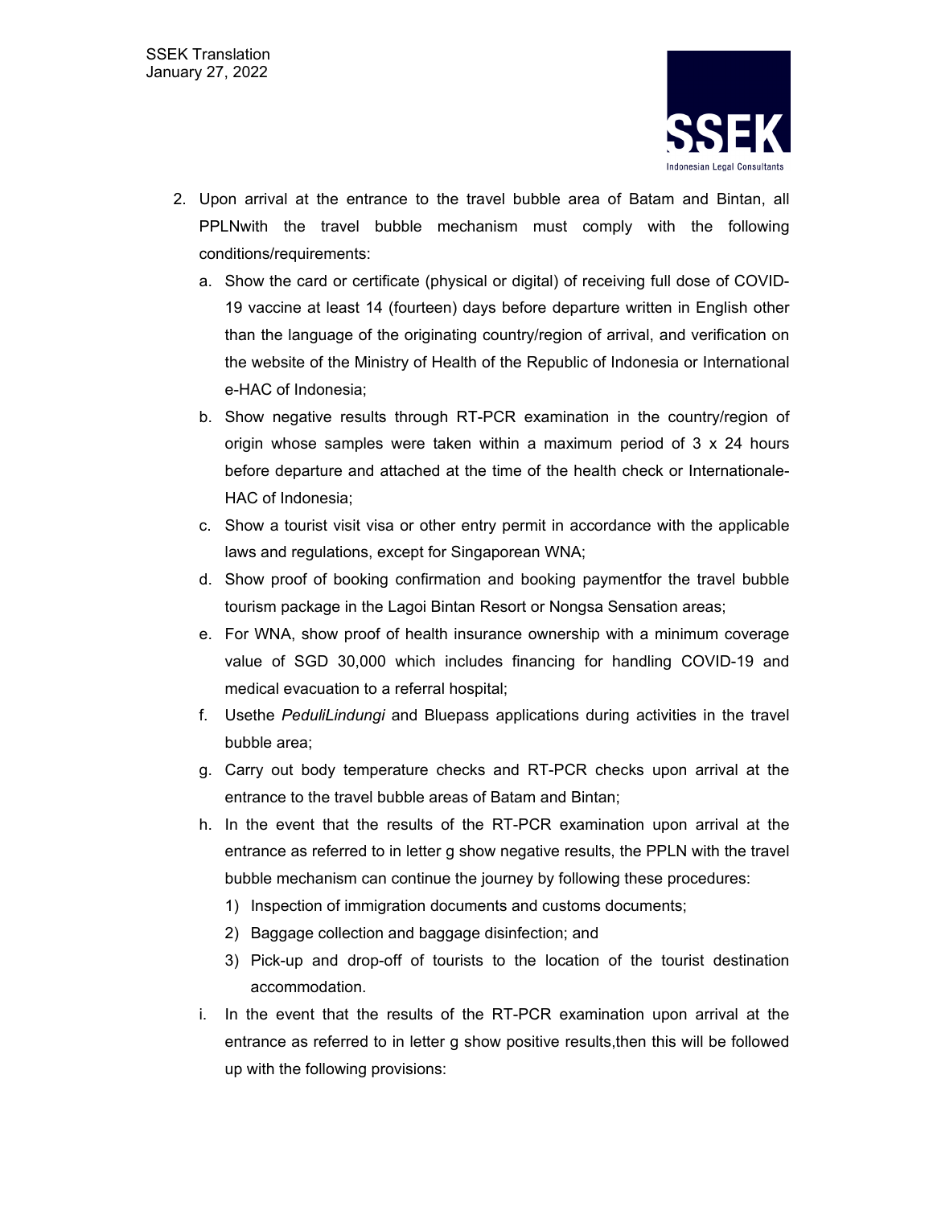2. Upon arrival at the entrance to the travel bubble area of Batam and Bintan, all PPLNwith the travel bubble mechanism must comply with the following conditions/requirements:

   a. Show the card or certificate (physical or digital) of receiving full dose of COVID-19 vaccine at least 14 (fourteen) days before departure written in English other than the language of the originating country/region of arrival, and verification on the website of the Ministry of Health of the Republic of Indonesia or International e-HAC of Indonesia;

   b. Show negative results through RT-PCR examination in the country/region of origin whose samples were taken within a maximum period of 3 x 24 hours before departure and attached at the time of the health check or Internationale-HAC of Indonesia;

   c. Show a tourist visit visa or other entry permit in accordance with the applicable laws and regulations, except for Singaporean WNA;

   d. Show proof of booking confirmation and booking paymentfor the travel bubble tourism package in the Lagoi Bintan Resort or Nongsa Sensation areas;

   e. For WNA, show proof of health insurance ownership with a minimum coverage value of SGD 30,000 which includes financing for handling COVID-19 and medical evacuation to a referral hospital;

   f. Usethe *PeduliLindungi* and Bluepass applications during activities in the travel bubble area;

   g. Carry out body temperature checks and RT-PCR checks upon arrival at the entrance to the travel bubble areas of Batam and Bintan;

   h. In the event that the results of the RT-PCR examination upon arrival at the entrance as referred to in letter g show negative results, the PPLN with the travel bubble mechanism can continue the journey by following these procedures:

      1) Inspection of immigration documents and customs documents;

      2) Baggage collection and baggage disinfection; and

      3) Pick-up and drop-off of tourists to the location of the tourist destination accommodation.

   i. In the event that the results of the RT-PCR examination upon arrival at the entrance as referred to in letter g show positive results,then this will be followed up with the following provisions: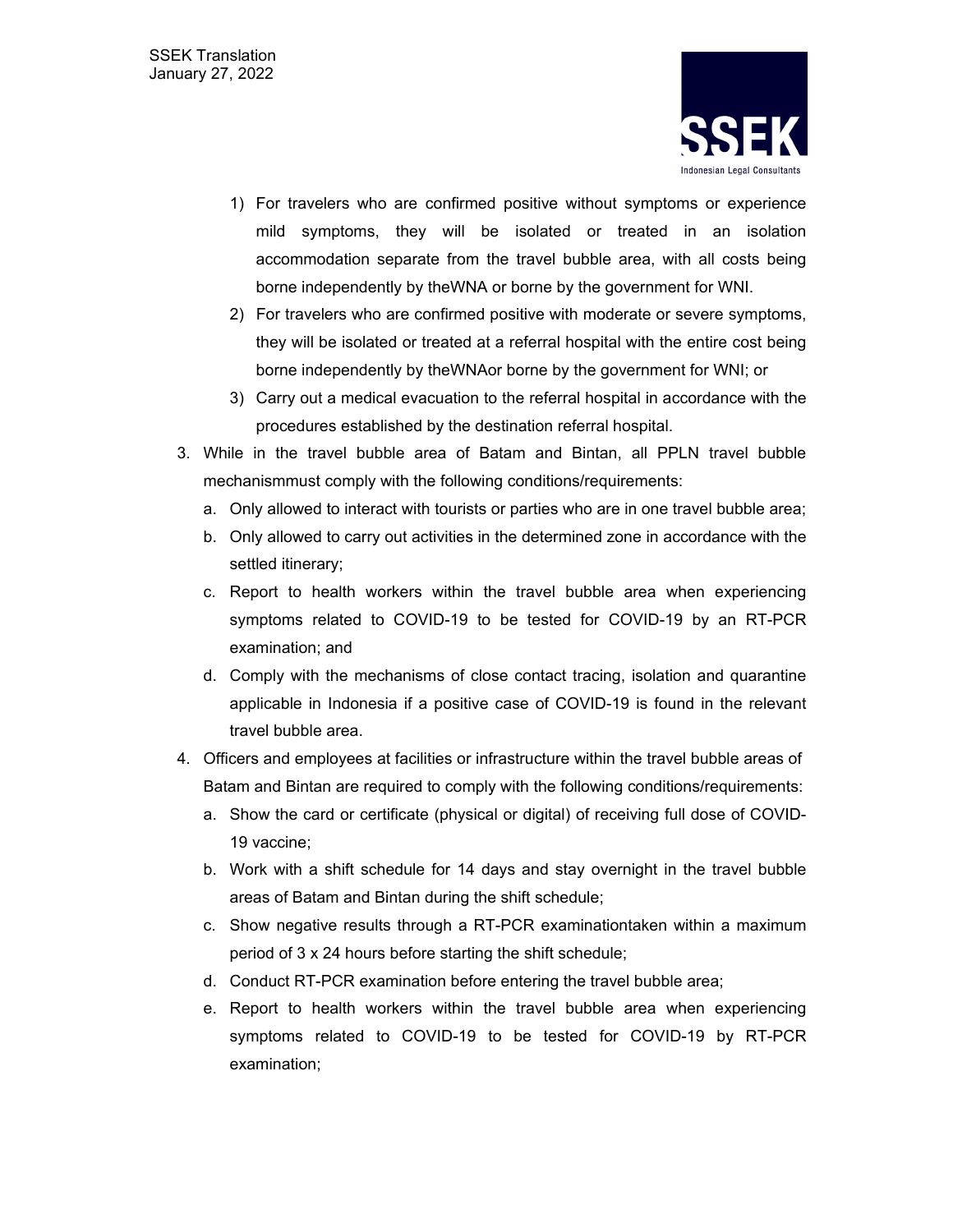1) For travelers who are confirmed positive without symptoms or experience mild symptoms, they will be isolated or treated in an isolation accommodation separate from the travel bubble area, with all costs being borne independently by theWNA or borne by the government for WNI.
2) For travelers who are confirmed positive with moderate or severe symptoms, they will be isolated or treated at a referral hospital with the entire cost being borne independently by theWNAor borne by the government for WNI; or
3) Carry out a medical evacuation to the referral hospital in accordance with the procedures established by the destination referral hospital.

3. While in the travel bubble area of Batam and Bintan, all PPLN travel bubble mechanismmust comply with the following conditions/requirements:
   a. Only allowed to interact with tourists or parties who are in one travel bubble area;
   b. Only allowed to carry out activities in the determined zone in accordance with the settled itinerary;
   c. Report to health workers within the travel bubble area when experiencing symptoms related to COVID-19 to be tested for COVID-19 by an RT-PCR examination; and
   d. Comply with the mechanisms of close contact tracing, isolation and quarantine applicable in Indonesia if a positive case of COVID-19 is found in the relevant travel bubble area.
4. Officers and employees at facilities or infrastructure within the travel bubble areas of Batam and Bintan are required to comply with the following conditions/requirements:
   a. Show the card or certificate (physical or digital) of receiving full dose of COVID-19 vaccine;
   b. Work with a shift schedule for 14 days and stay overnight in the travel bubble areas of Batam and Bintan during the shift schedule;
   c. Show negative results through a RT-PCR examinationtaken within a maximum period of 3 x 24 hours before starting the shift schedule;
   d. Conduct RT-PCR examination before entering the travel bubble area;
   e. Report to health workers within the travel bubble area when experiencing symptoms related to COVID-19 to be tested for COVID-19 by RT-PCR examination;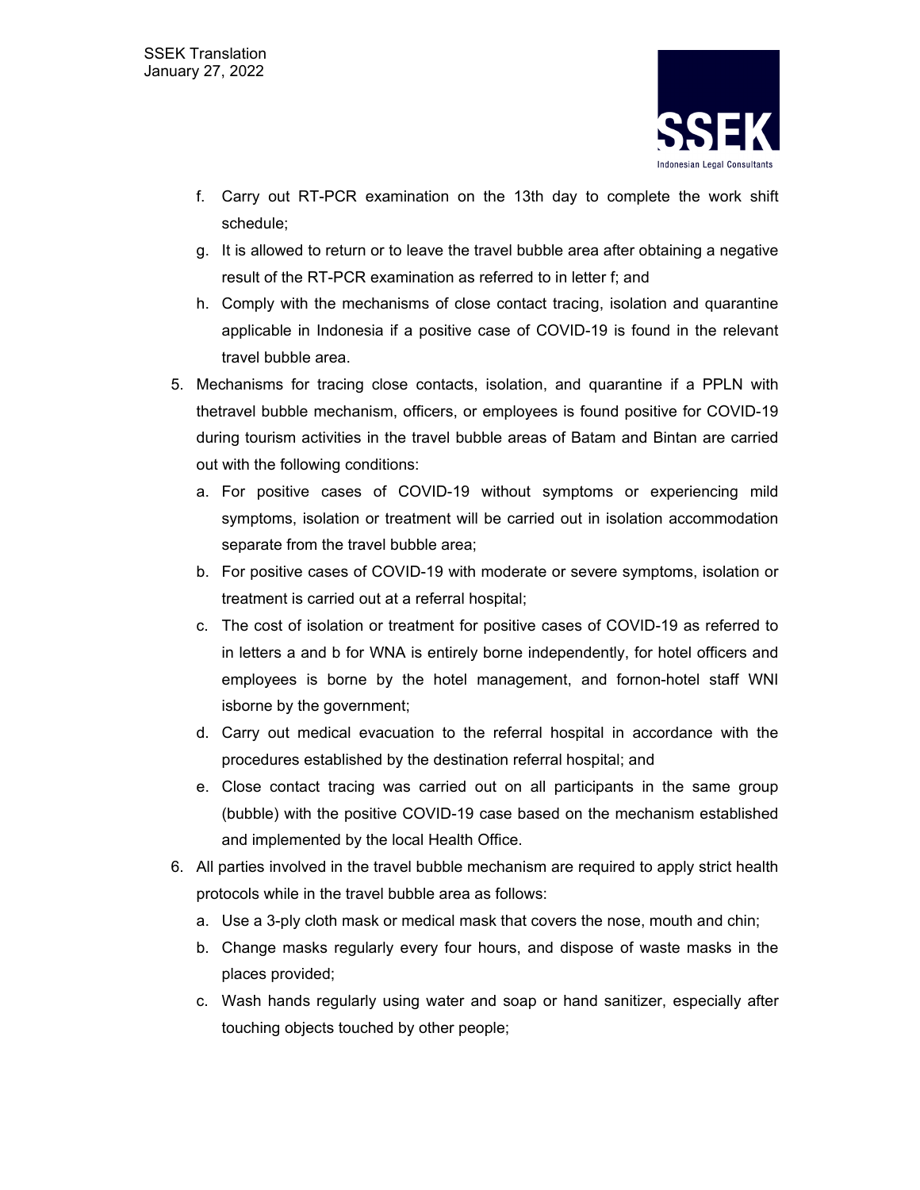f. Carry out RT-PCR examination on the 13th day to complete the work shift schedule;
g. It is allowed to return or to leave the travel bubble area after obtaining a negative result of the RT-PCR examination as referred to in letter f; and
h. Comply with the mechanisms of close contact tracing, isolation and quarantine applicable in Indonesia if a positive case of COVID-19 is found in the relevant travel bubble area.

5. Mechanisms for tracing close contacts, isolation, and quarantine if a PPLN with thetravel bubble mechanism, officers, or employees is found positive for COVID-19 during tourism activities in the travel bubble areas of Batam and Bintan are carried out with the following conditions:
   a. For positive cases of COVID-19 without symptoms or experiencing mild symptoms, isolation or treatment will be carried out in isolation accommodation separate from the travel bubble area;
   b. For positive cases of COVID-19 with moderate or severe symptoms, isolation or treatment is carried out at a referral hospital;
   c. The cost of isolation or treatment for positive cases of COVID-19 as referred to in letters a and b for WNA is entirely borne independently, for hotel officers and employees is borne by the hotel management, and fornon-hotel staff WNI isborne by the government;
   d. Carry out medical evacuation to the referral hospital in accordance with the procedures established by the destination referral hospital; and
   e. Close contact tracing was carried out on all participants in the same group (bubble) with the positive COVID-19 case based on the mechanism established and implemented by the local Health Office.

6. All parties involved in the travel bubble mechanism are required to apply strict health protocols while in the travel bubble area as follows:
   a. Use a 3-ply cloth mask or medical mask that covers the nose, mouth and chin;
   b. Change masks regularly every four hours, and dispose of waste masks in the places provided;
   c. Wash hands regularly using water and soap or hand sanitizer, especially after touching objects touched by other people;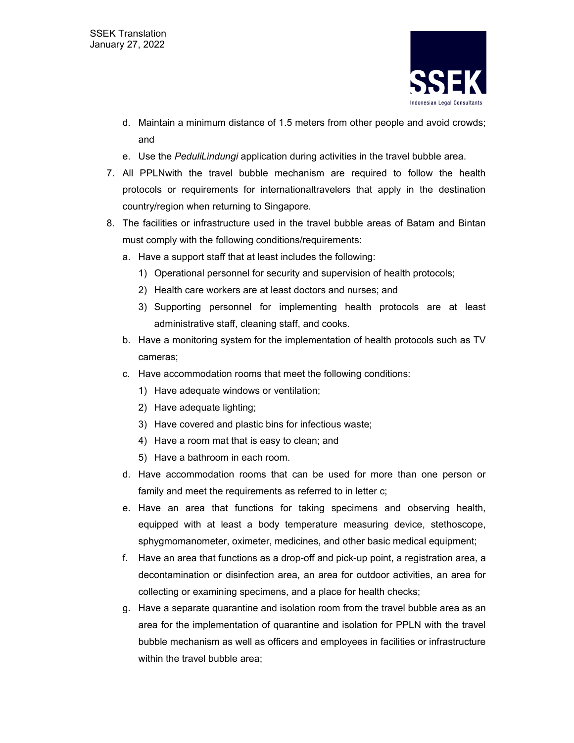d. Maintain a minimum distance of 1.5 meters from other people and avoid crowds; and

e. Use the *PeduliLindungi* application during activities in the travel bubble area.

7. All PPLNwith the travel bubble mechanism are required to follow the health protocols or requirements for internationaltravelers that apply in the destination country/region when returning to Singapore.

8. The facilities or infrastructure used in the travel bubble areas of Batam and Bintan must comply with the following conditions/requirements:

   a. Have a support staff that at least includes the following:

      1) Operational personnel for security and supervision of health protocols;

      2) Health care workers are at least doctors and nurses; and

      3) Supporting personnel for implementing health protocols are at least administrative staff, cleaning staff, and cooks.

   b. Have a monitoring system for the implementation of health protocols such as TV cameras;

   c. Have accommodation rooms that meet the following conditions:

      1) Have adequate windows or ventilation;

      2) Have adequate lighting;

      3) Have covered and plastic bins for infectious waste;

      4) Have a room mat that is easy to clean; and

      5) Have a bathroom in each room.

   d. Have accommodation rooms that can be used for more than one person or family and meet the requirements as referred to in letter c;

   e. Have an area that functions for taking specimens and observing health, equipped with at least a body temperature measuring device, stethoscope, sphygmomanometer, oximeter, medicines, and other basic medical equipment;

   f. Have an area that functions as a drop-off and pick-up point, a registration area, a decontamination or disinfection area, an area for outdoor activities, an area for collecting or examining specimens, and a place for health checks;

   g. Have a separate quarantine and isolation room from the travel bubble area as an area for the implementation of quarantine and isolation for PPLN with the travel bubble mechanism as well as officers and employees in facilities or infrastructure within the travel bubble area;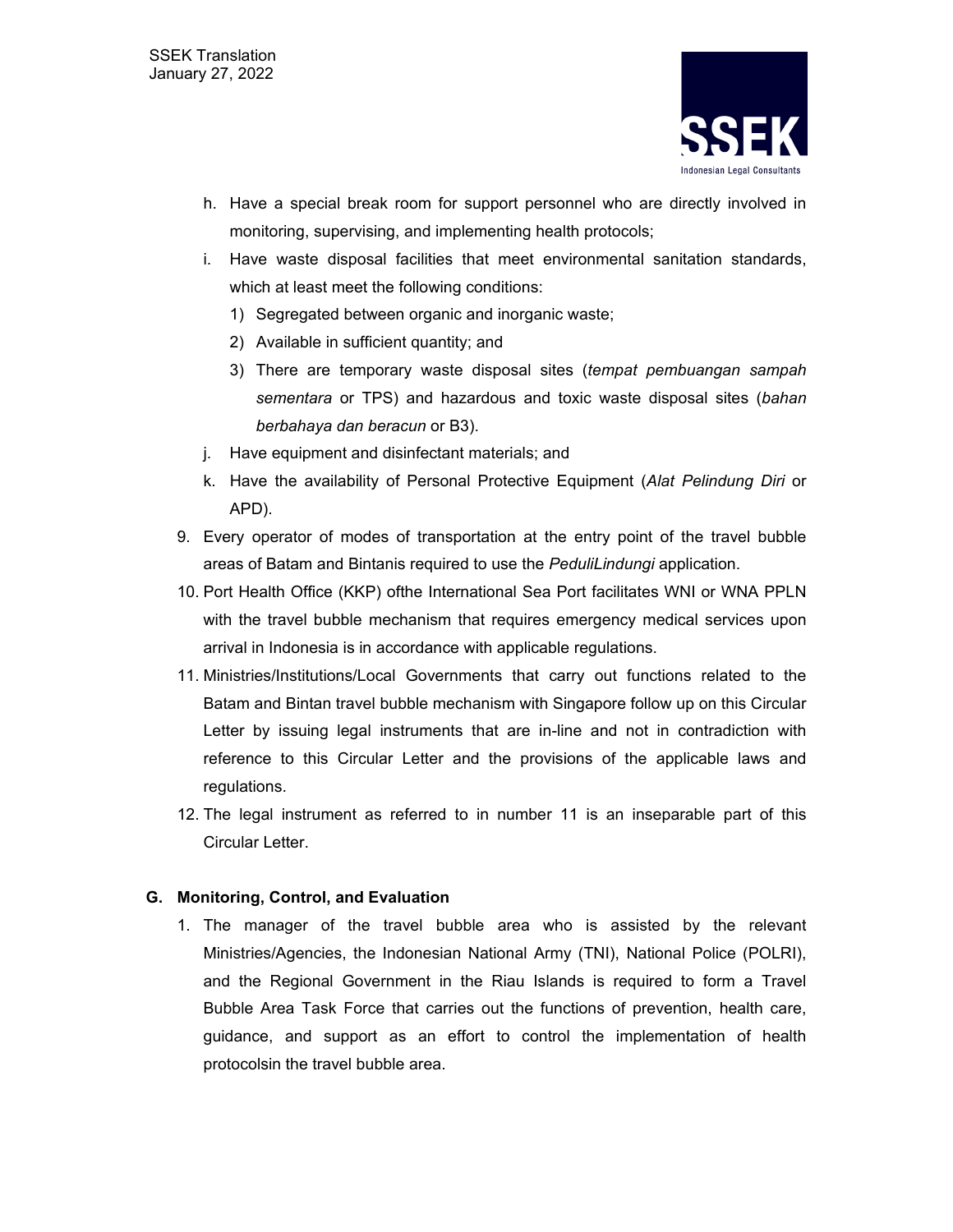h. Have a special break room for support personnel who are directly involved in monitoring, supervising, and implementing health protocols;

i. Have waste disposal facilities that meet environmental sanitation standards, which at least meet the following conditions:

   1) Segregated between organic and inorganic waste;
   2) Available in sufficient quantity; and
   3) There are temporary waste disposal sites (*tempat pembuangan sampah sementara* or TPS) and hazardous and toxic waste disposal sites (*bahan berbahaya dan beracun* or B3).

j. Have equipment and disinfectant materials; and

k. Have the availability of Personal Protective Equipment (*Alat Pelindung Diri* or APD).

9. Every operator of modes of transportation at the entry point of the travel bubble areas of Batam and Bintanis required to use the *PeduliLindungi* application.
10. Port Health Office (KKP) ofthe International Sea Port facilitates WNI or WNA PPLN with the travel bubble mechanism that requires emergency medical services upon arrival in Indonesia is in accordance with applicable regulations.
11. Ministries/Institutions/Local Governments that carry out functions related to the Batam and Bintan travel bubble mechanism with Singapore follow up on this Circular Letter by issuing legal instruments that are in-line and not in contradiction with reference to this Circular Letter and the provisions of the applicable laws and regulations.
12. The legal instrument as referred to in number 11 is an inseparable part of this Circular Letter.

**G. Monitoring, Control, and Evaluation**

1. The manager of the travel bubble area who is assisted by the relevant Ministries/Agencies, the Indonesian National Army (TNI), National Police (POLRI), and the Regional Government in the Riau Islands is required to form a Travel Bubble Area Task Force that carries out the functions of prevention, health care, guidance, and support as an effort to control the implementation of health protocolsin the travel bubble area.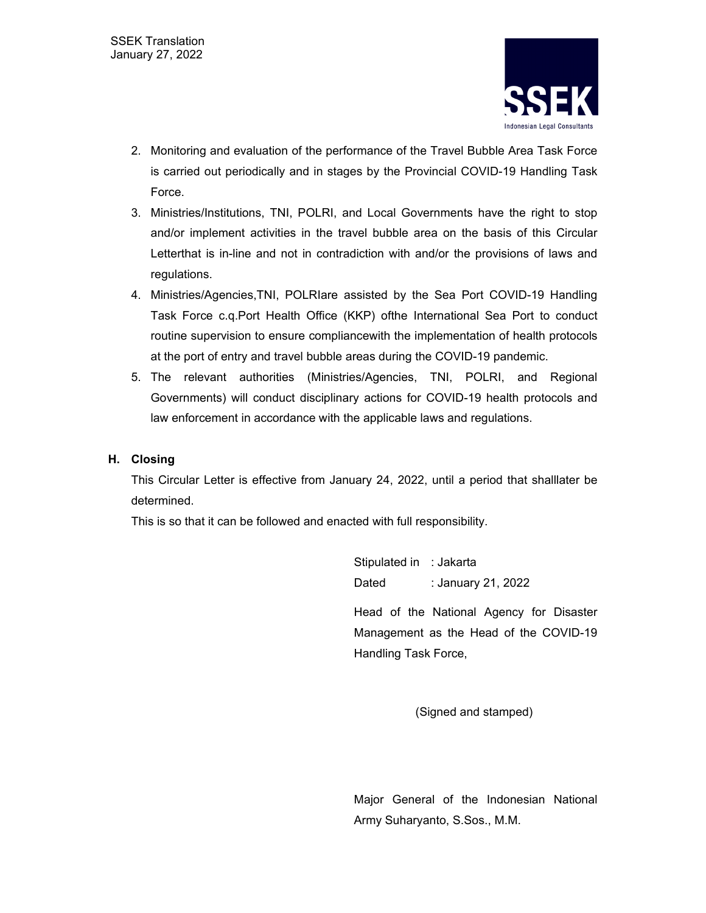2. Monitoring and evaluation of the performance of the Travel Bubble Area Task Force is carried out periodically and in stages by the Provincial COVID-19 Handling Task Force.
3. Ministries/Institutions, TNI, POLRI, and Local Governments have the right to stop and/or implement activities in the travel bubble area on the basis of this Circular Letterthat is in-line and not in contradiction with and/or the provisions of laws and regulations.
4. Ministries/Agencies,TNI, POLRIare assisted by the Sea Port COVID-19 Handling Task Force c.q.Port Health Office (KKP) ofthe International Sea Port to conduct routine supervision to ensure compliancewith the implementation of health protocols at the port of entry and travel bubble areas during the COVID-19 pandemic.
5. The relevant authorities (Ministries/Agencies, TNI, POLRI, and Regional Governments) will conduct disciplinary actions for COVID-19 health protocols and law enforcement in accordance with the applicable laws and regulations.

**H. Closing**

This Circular Letter is effective from January 24, 2022, until a period that shalllater be determined.

This is so that it can be followed and enacted with full responsibility.

Stipulated in : Jakarta

Dated : January 21, 2022

Head of the National Agency for Disaster Management as the Head of the COVID-19 Handling Task Force,

(Signed and stamped)

Major General of the Indonesian National Army Suharyanto, S.Sos., M.M.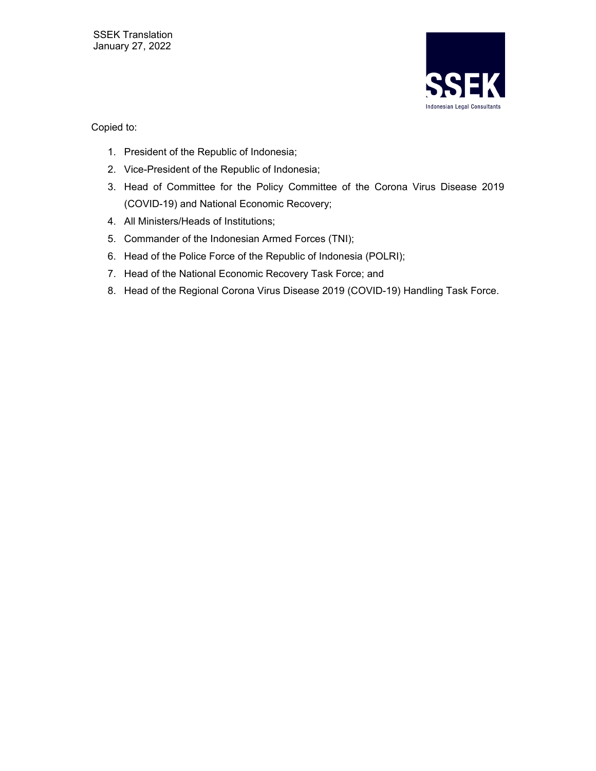Copied to:

1. President of the Republic of Indonesia;
2. Vice-President of the Republic of Indonesia;
3. Head of Committee for the Policy Committee of the Corona Virus Disease 2019 (COVID-19) and National Economic Recovery;
4. All Ministers/Heads of Institutions;
5. Commander of the Indonesian Armed Forces (TNI);
6. Head of the Police Force of the Republic of Indonesia (POLRI);
7. Head of the National Economic Recovery Task Force; and
8. Head of the Regional Corona Virus Disease 2019 (COVID-19) Handling Task Force.